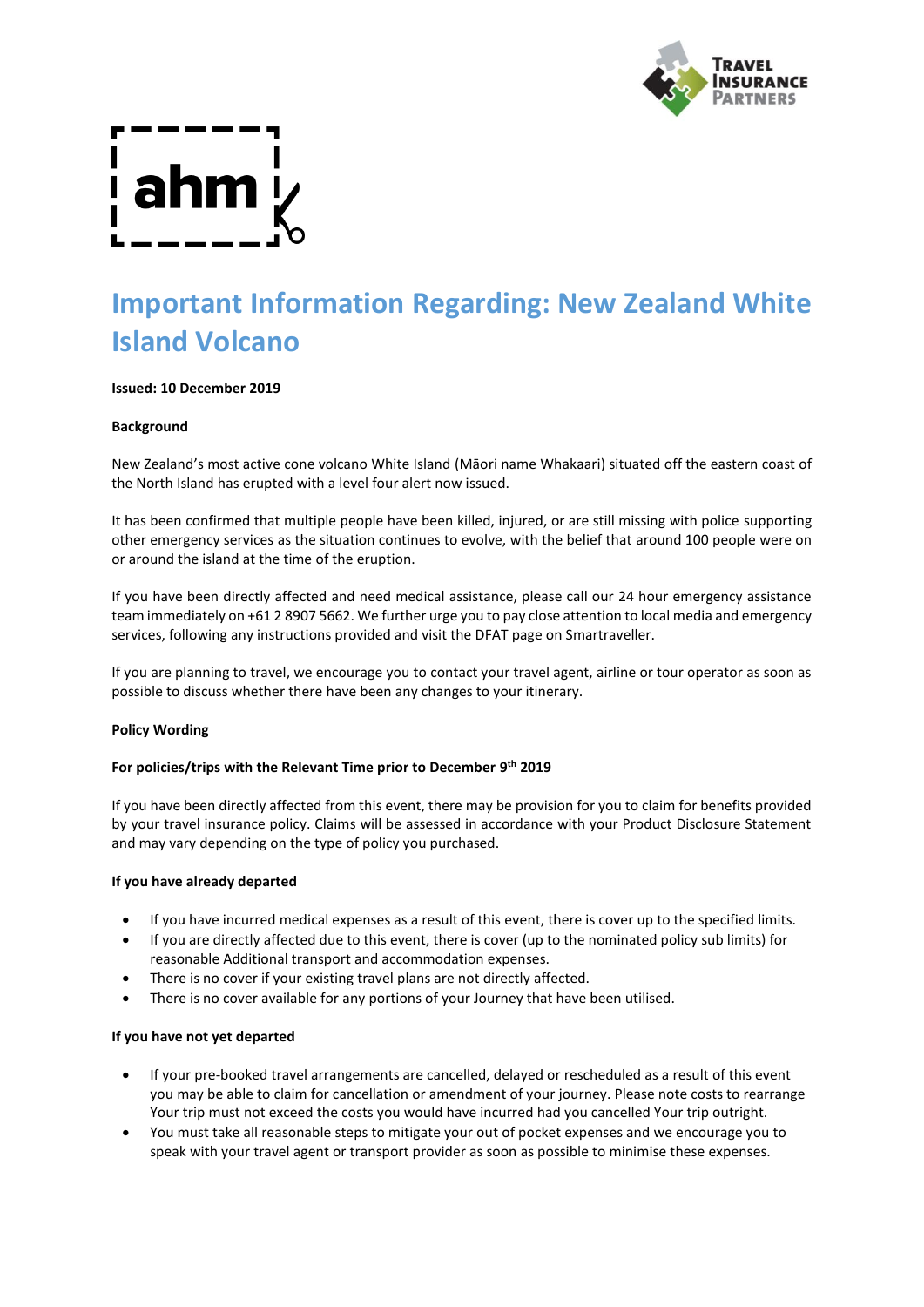# Important Information Regarding: New Zealand White Island Volcano

**Issued: 10 December 2019**

**Background**

New Zealand's most active cone volcano White Island (Māori name Whakaari) situated off the eastern coast of the North Island has erupted with a level four alert now issued.

It has been confirmed that multiple people have been killed, injured, or are still missing with police supporting other emergency services as the situation continues to evolve, with the belief that around 100 people were on or around the island at the time of the eruption.

If you have been directly affected and need medical assistance, please call our 24 hour emergency assistance team immediately on +61 2 8907 5662. We further urge you to pay close attention to local media and emergency services, following any instructions provided and visit the DFAT page on Smartraveller.

If you are planning to travel, we encourage you to contact your travel agent, airline or tour operator as soon as possible to discuss whether there have been any changes to your itinerary.

**Policy Wording**

**For policies/trips with the Relevant Time prior to December 9th 2019**

If you have been directly affected from this event, there may be provision for you to claim for benefits provided by your travel insurance policy. Claims will be assessed in accordance with your Product Disclosure Statement and may vary depending on the type of policy you purchased.

**If you have already departed**

- If you have incurred medical expenses as a result of this event, there is cover up to the specified limits.
- If you are directly affected due to this event, there is cover (up to the nominated policy sub limits) for reasonable Additional transport and accommodation expenses.
- There is no cover if your existing travel plans are not directly affected.
- There is no cover available for any portions of your Journey that have been utilised.

**If you have not yet departed**

- If your pre-booked travel arrangements are cancelled, delayed or rescheduled as a result of this event you may be able to claim for cancellation or amendment of your journey. Please note costs to rearrange Your trip must not exceed the costs you would have incurred had you cancelled Your trip outright.
- You must take all reasonable steps to mitigate your out of pocket expenses and we encourage you to speak with your travel agent or transport provider as soon as possible to minimise these expenses.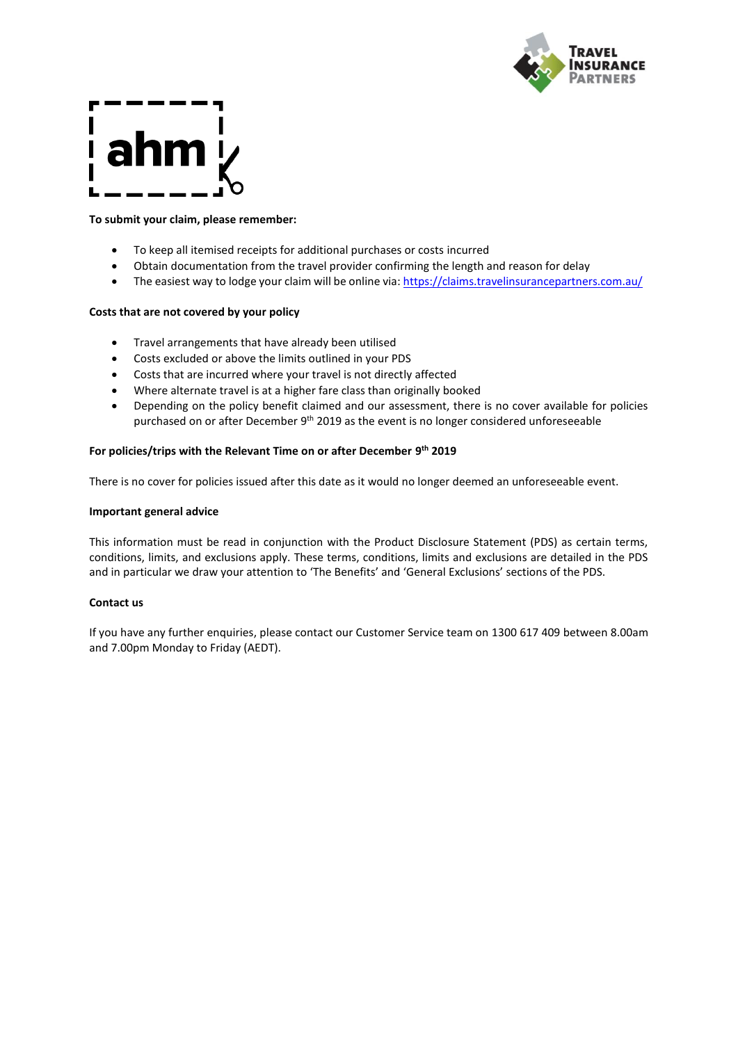**To submit your claim, please remember:**

- To keep all itemised receipts for additional purchases or costs incurred
- Obtain documentation from the travel provider confirming the length and reason for delay
- The easiest way to lodge your claim will be online via: https://claims.travelinsurancepartners.com.au/

**Costs that are not covered by your policy**

- Travel arrangements that have already been utilised
- Costs excluded or above the limits outlined in your PDS
- Costs that are incurred where your travel is not directly affected
- Where alternate travel is at a higher fare class than originally booked
- Depending on the policy benefit claimed and our assessment, there is no cover available for policies purchased on or after December 9th 2019 as the event is no longer considered unforeseeable

**For policies/trips with the Relevant Time on or after December 9th 2019**

There is no cover for policies issued after this date as it would no longer deemed an unforeseeable event.

**Important general advice**

This information must be read in conjunction with the Product Disclosure Statement (PDS) as certain terms, conditions, limits, and exclusions apply. These terms, conditions, limits and exclusions are detailed in the PDS and in particular we draw your attention to 'The Benefits' and 'General Exclusions' sections of the PDS.

**Contact us**

If you have any further enquiries, please contact our Customer Service team on 1300 617 409 between 8.00am and 7.00pm Monday to Friday (AEDT).